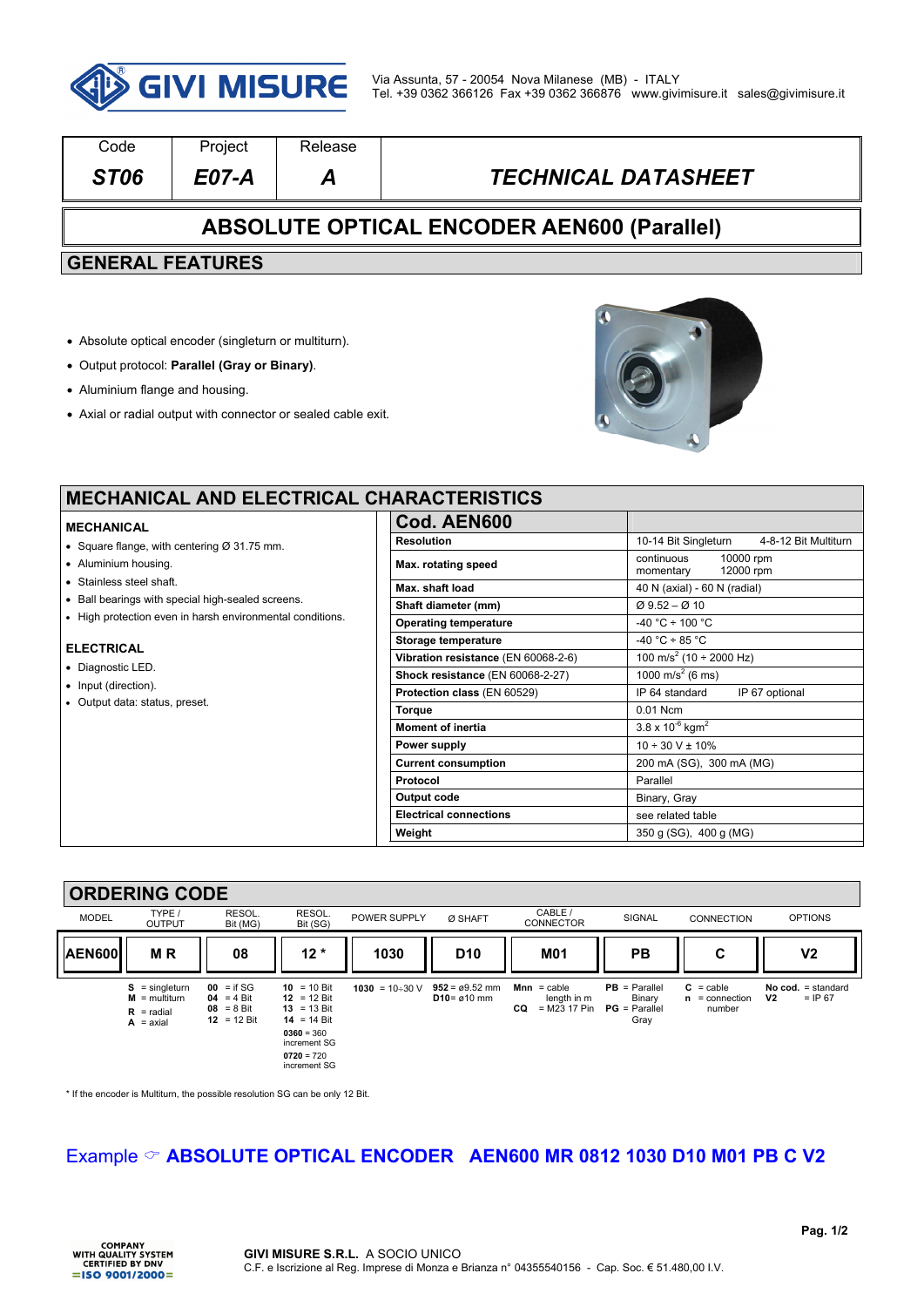GIVI MISURE

Via Assunta, 57 - 20054 Nova Milanese (MB) - ITALY
Tel. +39 0362 366126 Fax +39 0362 366876 www.givimisure.it sales@givimisure.it

| Code | Project | Release | |
|---|---|---|---|
| ***ST06*** | ***E07-A*** | ***A*** | ***TECHNICAL DATASHEET*** |

# ABSOLUTE OPTICAL ENCODER AEN600 (Parallel)

## GENERAL FEATURES

- Absolute optical encoder (singleturn or multiturn).
- Output protocol: **Parallel (Gray or Binary)**.
- Aluminium flange and housing.
- Axial or radial output with connector or sealed cable exit.

## MECHANICAL AND ELECTRICAL CHARACTERISTICS

### MECHANICAL

- Square flange, with centering Ø 31.75 mm.
- Aluminium housing.
- Stainless steel shaft.
- Ball bearings with special high-sealed screens.
- High protection even in harsh environmental conditions.

### ELECTRICAL

- Diagnostic LED.
- Input (direction).
- Output data: status, preset.

| Cod. AEN600 | |
|---|---|
| **Resolution** | 10-14 Bit Singleturn    4-8-12 Bit Multiturn |
| **Max. rotating speed** | continuous 10000 rpm<br>momentary 12000 rpm |
| **Max. shaft load** | 40 N (axial) - 60 N (radial) |
| **Shaft diameter (mm)** | Ø 9.52 – Ø 10 |
| **Operating temperature** | -40 °C ÷ 100 °C |
| **Storage temperature** | -40 °C ÷ 85 °C |
| **Vibration resistance** (EN 60068-2-6) | 100 m/s$^2$ (10 ÷ 2000 Hz) |
| **Shock resistance** (EN 60068-2-27) | 1000 m/s$^2$ (6 ms) |
| **Protection class** (EN 60529) | IP 64 standard    IP 67 optional |
| **Torque** | 0.01 Ncm |
| **Moment of inertia** | 3.8 x 10$^{-6}$ kgm$^2$ |
| **Power supply** | 10 ÷ 30 V ± 10% |
| **Current consumption** | 200 mA (SG), 300 mA (MG) |
| **Protocol** | Parallel |
| **Output code** | Binary, Gray |
| **Electrical connections** | see related table |
| **Weight** | 350 g (SG), 400 g (MG) |

## ORDERING CODE

| MODEL | TYPE / OUTPUT | RESOL. Bit (MG) | RESOL. Bit (SG) | POWER SUPPLY | Ø SHAFT | CABLE / CONNECTOR | SIGNAL | CONNECTION | OPTIONS |
|---|---|---|---|---|---|---|---|---|---|
| **AEN600** | **M R** | **08** | **12 \*** | **1030** | **D10** | **M01** | **PB** | **C** | **V2** |
| | **S** = singleturn<br>**M** = multiturn<br>**R** = radial<br>**A** = axial | **00** = if SG<br>**04** = 4 Bit<br>**08** = 8 Bit<br>**12** = 12 Bit | **10** = 10 Bit<br>**12** = 12 Bit<br>**13** = 13 Bit<br>**14** = 14 Bit<br>**0360** = 360 increment SG<br>**0720** = 720 increment SG | **1030** = 10÷30 V | **952** = ø9.52 mm<br>**D10**= ø10 mm | **Mnn** = cable length in m<br>**CQ** = M23 17 Pin | **PB** = Parallel Binary<br>**PG** = Parallel Gray | **C** = cable<br>**n** = connection number | **No cod.** = standard<br>**V2** = IP 67 |

\* If the encoder is Multiturn, the possible resolution SG can be only 12 Bit.

Example ☞ **ABSOLUTE OPTICAL ENCODER AEN600 MR 0812 1030 D10 M01 PB C V2**

COMPANY WITH QUALITY SYSTEM CERTIFIED BY DNV =ISO 9001/2000=

**GIVI MISURE S.R.L.** A SOCIO UNICO
C.F. e Iscrizione al Reg. Imprese di Monza e Brianza n° 04355540156 - Cap. Soc. € 51.480,00 I.V.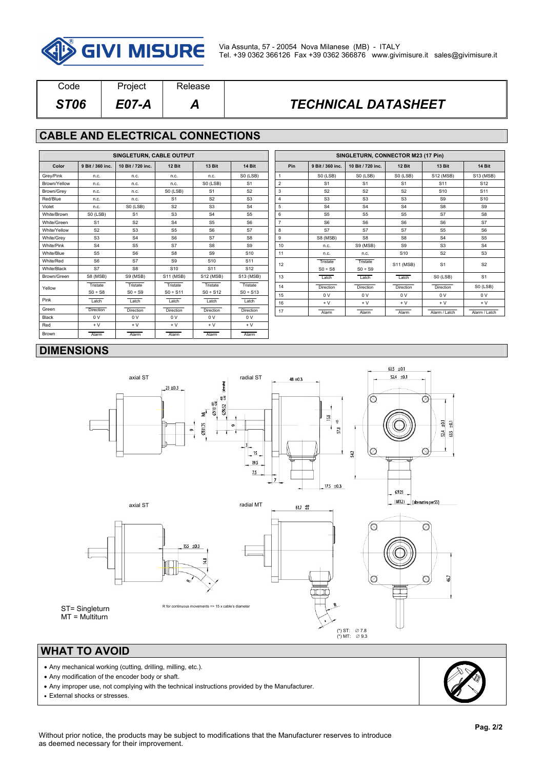Via Assunta, 57 - 20054 Nova Milanese (MB) - ITALY
Tel. +39 0362 366126 Fax +39 0362 366876 www.givimisure.it sales@givimisure.it

| Code | Project | Release | |
|---|---|---|---|
| ***ST06*** | ***E07-A*** | ***A*** | ***TECHNICAL DATASHEET*** |

## CABLE AND ELECTRICAL CONNECTIONS

| SINGLETURN, CABLE OUTPUT | | | | | |
|---|---|---|---|---|---|
| **Color** | **9 Bit / 360 inc.** | **10 Bit / 720 inc.** | **12 Bit** | **13 Bit** | **14 Bit** |
| Grey/Pink | n.c. | n.c. | n.c. | n.c. | S0 (LSB) |
| Brown/Yellow | n.c. | n.c. | n.c. | S0 (LSB) | S1 |
| Brown/Grey | n.c. | n.c. | S0 (LSB) | S1 | S2 |
| Red/Blue | n.c. | n.c. | S1 | S2 | S3 |
| Violet | n.c. | S0 (LSB) | S2 | S3 | S4 |
| White/Brown | S0 (LSB) | S1 | S3 | S4 | S5 |
| White/Green | S1 | S2 | S4 | S5 | S6 |
| White/Yellow | S2 | S3 | S5 | S6 | S7 |
| White/Grey | S3 | S4 | S6 | S7 | S8 |
| White/Pink | S4 | S5 | S7 | S8 | S9 |
| White/Blue | S5 | S6 | S8 | S9 | S10 |
| White/Red | S6 | S7 | S9 | S10 | S11 |
| White/Black | S7 | S8 | S10 | S11 | S12 |
| Brown/Green | S8 (MSB) | S9 (MSB) | S11 (MSB) | S12 (MSB) | S13 (MSB) |
| Yellow | $\overline{\text{Tristate}}$ S0 ÷ S8 | $\overline{\text{Tristate}}$ S0 ÷ S9 | $\overline{\text{Tristate}}$ S0 ÷ S11 | $\overline{\text{Tristate}}$ S0 ÷ S12 | $\overline{\text{Tristate}}$ S0 ÷ S13 |
| Pink | $\overline{\text{Latch}}$ | $\overline{\text{Latch}}$ | $\overline{\text{Latch}}$ | $\overline{\text{Latch}}$ | $\overline{\text{Latch}}$ |
| Green | $\overline{\text{Direction}}$ | $\overline{\text{Direction}}$ | $\overline{\text{Direction}}$ | $\overline{\text{Direction}}$ | $\overline{\text{Direction}}$ |
| Black | 0 V | 0 V | 0 V | 0 V | 0 V |
| Red | + V | + V | + V | + V | + V |
| Brown | $\overline{\text{Alarm}}$ | $\overline{\text{Alarm}}$ | $\overline{\text{Alarm}}$ | $\overline{\text{Alarm}}$ | $\overline{\text{Alarm}}$ |

| SINGLETURN, CONNECTOR M23 (17 Pin) | | | | | |
|---|---|---|---|---|---|
| **Pin** | **9 Bit / 360 inc.** | **10 Bit / 720 inc.** | **12 Bit** | **13 Bit** | **14 Bit** |
| 1 | S0 (LSB) | S0 (LSB) | S0 (LSB) | S12 (MSB) | S13 (MSB) |
| 2 | S1 | S1 | S1 | S11 | S12 |
| 3 | S2 | S2 | S2 | S10 | S11 |
| 4 | S3 | S3 | S3 | S9 | S10 |
| 5 | S4 | S4 | S4 | S8 | S9 |
| 6 | S5 | S5 | S5 | S7 | S8 |
| 7 | S6 | S6 | S6 | S6 | S7 |
| 8 | S7 | S7 | S7 | S5 | S6 |
| 9 | S8 (MSB) | S8 | S8 | S4 | S5 |
| 10 | n.c. | S9 (MSB) | S9 | S3 | S4 |
| 11 | n.c. | n.c. | S10 | S2 | S3 |
| 12 | $\overline{\text{Tristate}}$ S0 ÷ S8 | $\overline{\text{Tristate}}$ S0 ÷ S9 | S11 (MSB) | S1 | S2 |
| 13 | $\overline{\text{Latch}}$ | $\overline{\text{Latch}}$ | $\overline{\text{Latch}}$ | S0 (LSB) | S1 |
| 14 | $\overline{\text{Direction}}$ | $\overline{\text{Direction}}$ | $\overline{\text{Direction}}$ | $\overline{\text{Direction}}$ | S0 (LSB) |
| 15 | 0 V | 0 V | 0 V | 0 V | 0 V |
| 16 | + V | + V | + V | + V | + V |
| 17 | $\overline{\text{Alarm}}$ | $\overline{\text{Alarm}}$ | $\overline{\text{Alarm}}$ | $\overline{\text{Alarm / Latch}}$ | $\overline{\text{Alarm / Latch}}$ |

## DIMENSIONS

axial ST
23 ±0.3
9
Ø31.75
radial ST
48 ±0.3
9
3
15
19.5
7.5
7
17.5 ±0.3
15.8
57.8
54.2
63.5 ±0.1
52.4 ±0.1
52.4 ±0.1
63.5 ±0.1
Ø23
(M12) (alternativa per SSI)

axial ST
15.5 ±0.3
14.8
R
radial MT
61.7
46.7
R

R for continuous movements => 15 x cable's diameter

ST= Singleturn
MT = Multiturn

(*) ST: ∅ 7.8
(*) MT: ∅ 9.3

## WHAT TO AVOID

- Any mechanical working (cutting, drilling, milling, etc.).
- Any modification of the encoder body or shaft.
- Any improper use, not complying with the technical instructions provided by the Manufacturer.
- External shocks or stresses.

Without prior notice, the products may be subject to modifications that the Manufacturer reserves to introduce as deemed necessary for their improvement.